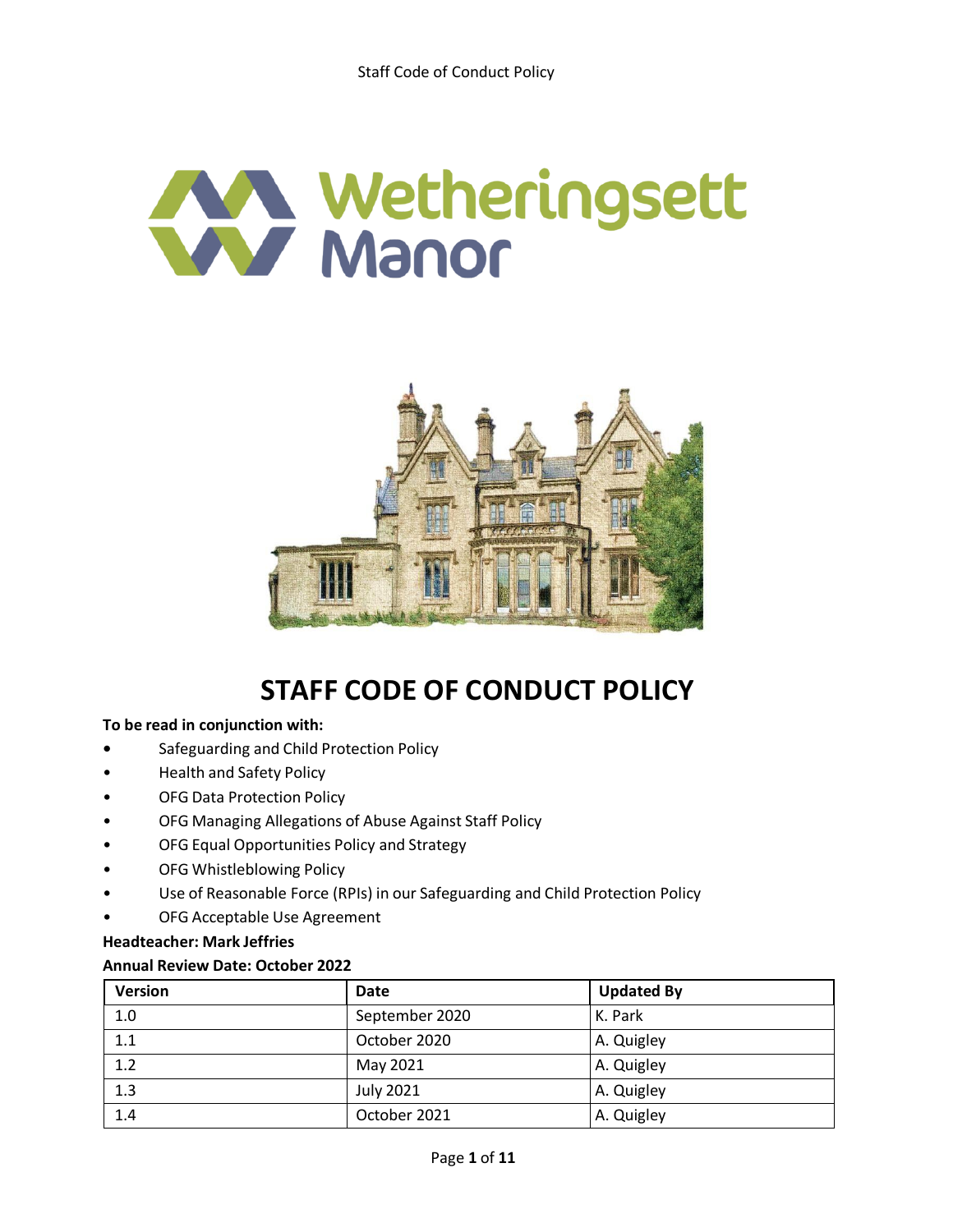# STAFF CODE OF CONDUCT POLICY

**To be read in conjunction with:**

- Safeguarding and Child Protection Policy
- Health and Safety Policy
- OFG Data Protection Policy
- OFG Managing Allegations of Abuse Against Staff Policy
- OFG Equal Opportunities Policy and Strategy
- OFG Whistleblowing Policy
- Use of Reasonable Force (RPIs) in our Safeguarding and Child Protection Policy
- OFG Acceptable Use Agreement

**Headteacher: Mark Jeffries**

**Annual Review Date: October 2022**

| Version | Date | Updated By |
|---|---|---|
| 1.0 | September 2020 | K. Park |
| 1.1 | October 2020 | A. Quigley |
| 1.2 | May 2021 | A. Quigley |
| 1.3 | July 2021 | A. Quigley |
| 1.4 | October 2021 | A. Quigley |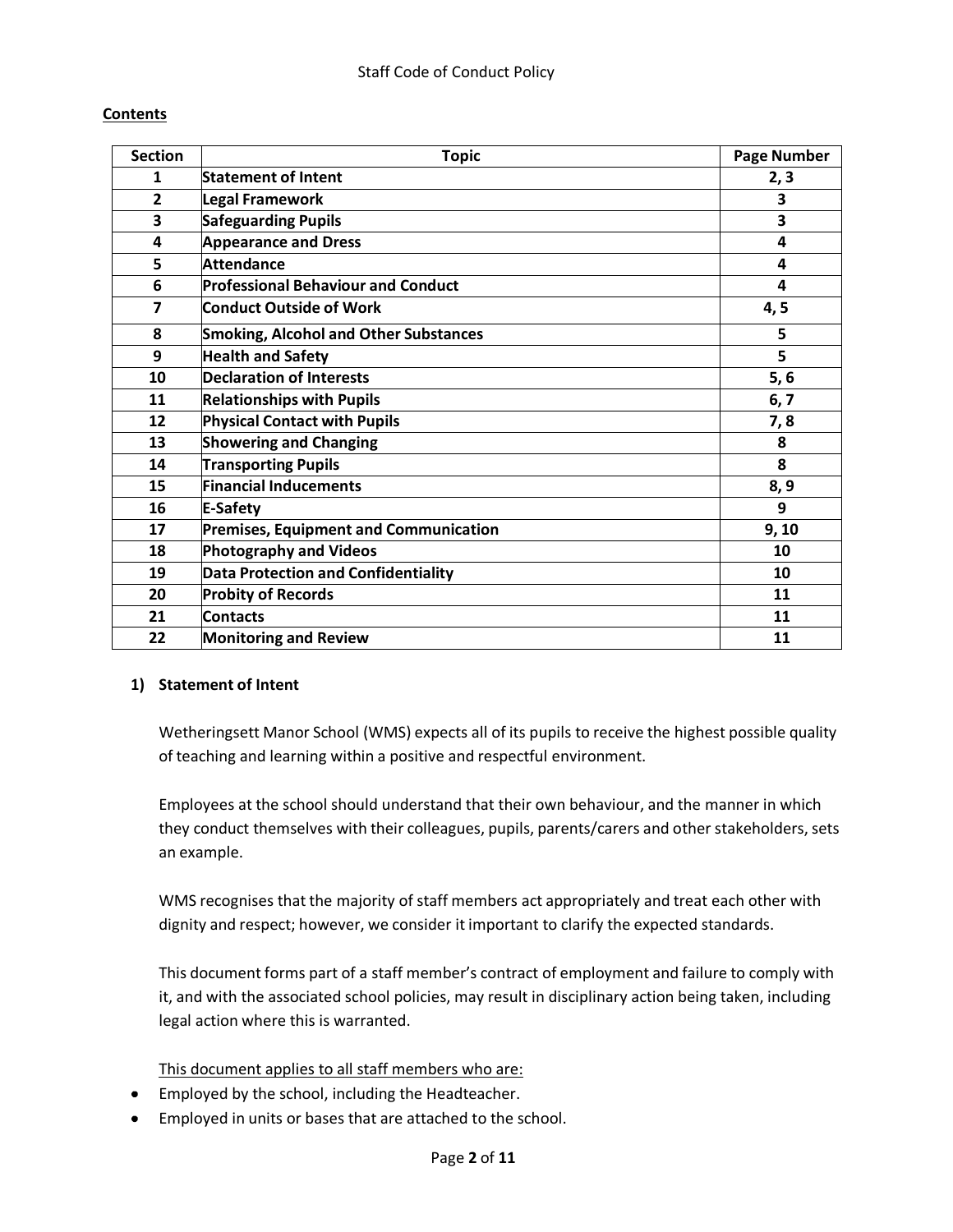**Contents**

| Section | Topic | Page Number |
|---|---|---|
| 1 | Statement of Intent | 2, 3 |
| 2 | Legal Framework | 3 |
| 3 | Safeguarding Pupils | 3 |
| 4 | Appearance and Dress | 4 |
| 5 | Attendance | 4 |
| 6 | Professional Behaviour and Conduct | 4 |
| 7 | Conduct Outside of Work | 4, 5 |
| 8 | Smoking, Alcohol and Other Substances | 5 |
| 9 | Health and Safety | 5 |
| 10 | Declaration of Interests | 5, 6 |
| 11 | Relationships with Pupils | 6, 7 |
| 12 | Physical Contact with Pupils | 7, 8 |
| 13 | Showering and Changing | 8 |
| 14 | Transporting Pupils | 8 |
| 15 | Financial Inducements | 8, 9 |
| 16 | E-Safety | 9 |
| 17 | Premises, Equipment and Communication | 9, 10 |
| 18 | Photography and Videos | 10 |
| 19 | Data Protection and Confidentiality | 10 |
| 20 | Probity of Records | 11 |
| 21 | Contacts | 11 |
| 22 | Monitoring and Review | 11 |

## 1) Statement of Intent

Wetheringsett Manor School (WMS) expects all of its pupils to receive the highest possible quality of teaching and learning within a positive and respectful environment.

Employees at the school should understand that their own behaviour, and the manner in which they conduct themselves with their colleagues, pupils, parents/carers and other stakeholders, sets an example.

WMS recognises that the majority of staff members act appropriately and treat each other with dignity and respect; however, we consider it important to clarify the expected standards.

This document forms part of a staff member's contract of employment and failure to comply with it, and with the associated school policies, may result in disciplinary action being taken, including legal action where this is warranted.

This document applies to all staff members who are:

- Employed by the school, including the Headteacher.
- Employed in units or bases that are attached to the school.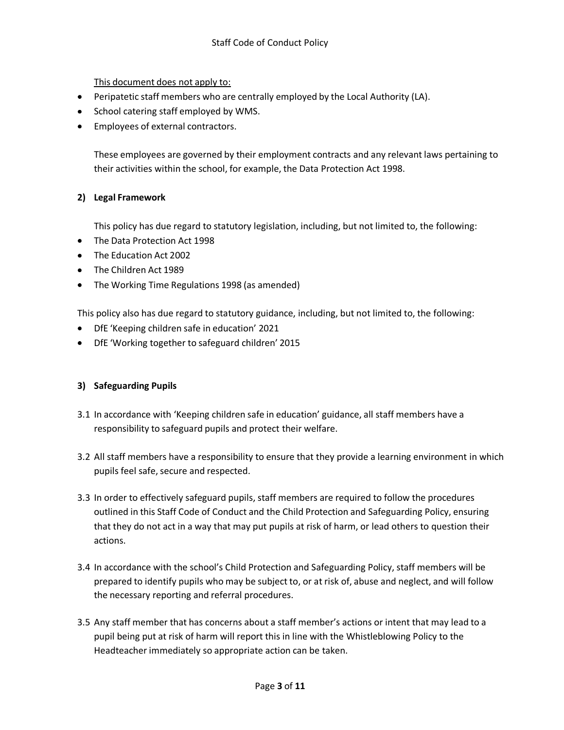<u>This document does not apply to:</u>

- Peripatetic staff members who are centrally employed by the Local Authority (LA).
- School catering staff employed by WMS.
- Employees of external contractors.

These employees are governed by their employment contracts and any relevant laws pertaining to their activities within the school, for example, the Data Protection Act 1998.

## 2) Legal Framework

This policy has due regard to statutory legislation, including, but not limited to, the following:

- The Data Protection Act 1998
- The Education Act 2002
- The Children Act 1989
- The Working Time Regulations 1998 (as amended)

This policy also has due regard to statutory guidance, including, but not limited to, the following:

- DfE 'Keeping children safe in education' 2021
- DfE 'Working together to safeguard children' 2015

## 3) Safeguarding Pupils

3.1 In accordance with 'Keeping children safe in education' guidance, all staff members have a responsibility to safeguard pupils and protect their welfare.

3.2 All staff members have a responsibility to ensure that they provide a learning environment in which pupils feel safe, secure and respected.

3.3 In order to effectively safeguard pupils, staff members are required to follow the procedures outlined in this Staff Code of Conduct and the Child Protection and Safeguarding Policy, ensuring that they do not act in a way that may put pupils at risk of harm, or lead others to question their actions.

3.4 In accordance with the school's Child Protection and Safeguarding Policy, staff members will be prepared to identify pupils who may be subject to, or at risk of, abuse and neglect, and will follow the necessary reporting and referral procedures.

3.5 Any staff member that has concerns about a staff member's actions or intent that may lead to a pupil being put at risk of harm will report this in line with the Whistleblowing Policy to the Headteacher immediately so appropriate action can be taken.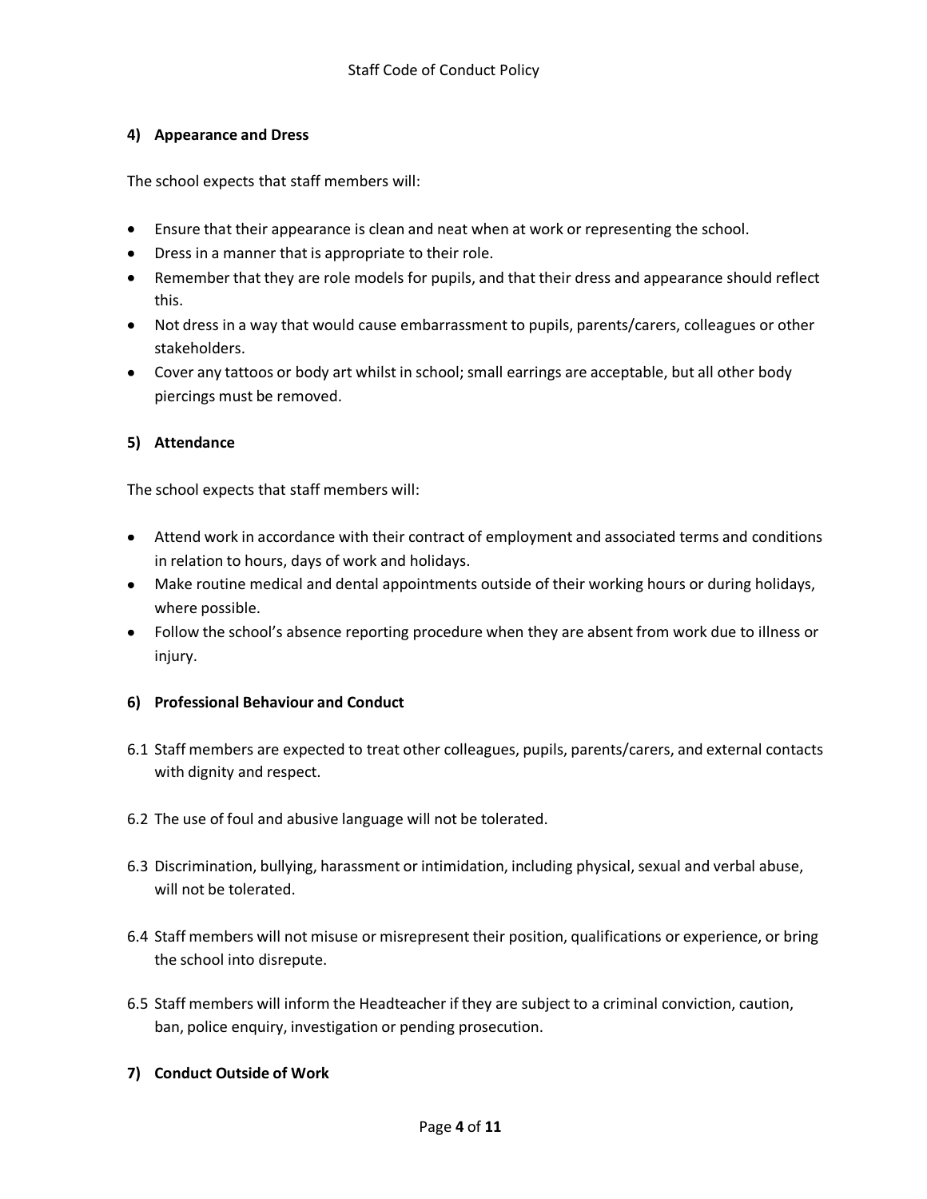## 4) Appearance and Dress

The school expects that staff members will:

- Ensure that their appearance is clean and neat when at work or representing the school.
- Dress in a manner that is appropriate to their role.
- Remember that they are role models for pupils, and that their dress and appearance should reflect this.
- Not dress in a way that would cause embarrassment to pupils, parents/carers, colleagues or other stakeholders.
- Cover any tattoos or body art whilst in school; small earrings are acceptable, but all other body piercings must be removed.

## 5) Attendance

The school expects that staff members will:

- Attend work in accordance with their contract of employment and associated terms and conditions in relation to hours, days of work and holidays.
- Make routine medical and dental appointments outside of their working hours or during holidays, where possible.
- Follow the school's absence reporting procedure when they are absent from work due to illness or injury.

## 6) Professional Behaviour and Conduct

6.1 Staff members are expected to treat other colleagues, pupils, parents/carers, and external contacts with dignity and respect.

6.2 The use of foul and abusive language will not be tolerated.

6.3 Discrimination, bullying, harassment or intimidation, including physical, sexual and verbal abuse, will not be tolerated.

6.4 Staff members will not misuse or misrepresent their position, qualifications or experience, or bring the school into disrepute.

6.5 Staff members will inform the Headteacher if they are subject to a criminal conviction, caution, ban, police enquiry, investigation or pending prosecution.

## 7) Conduct Outside of Work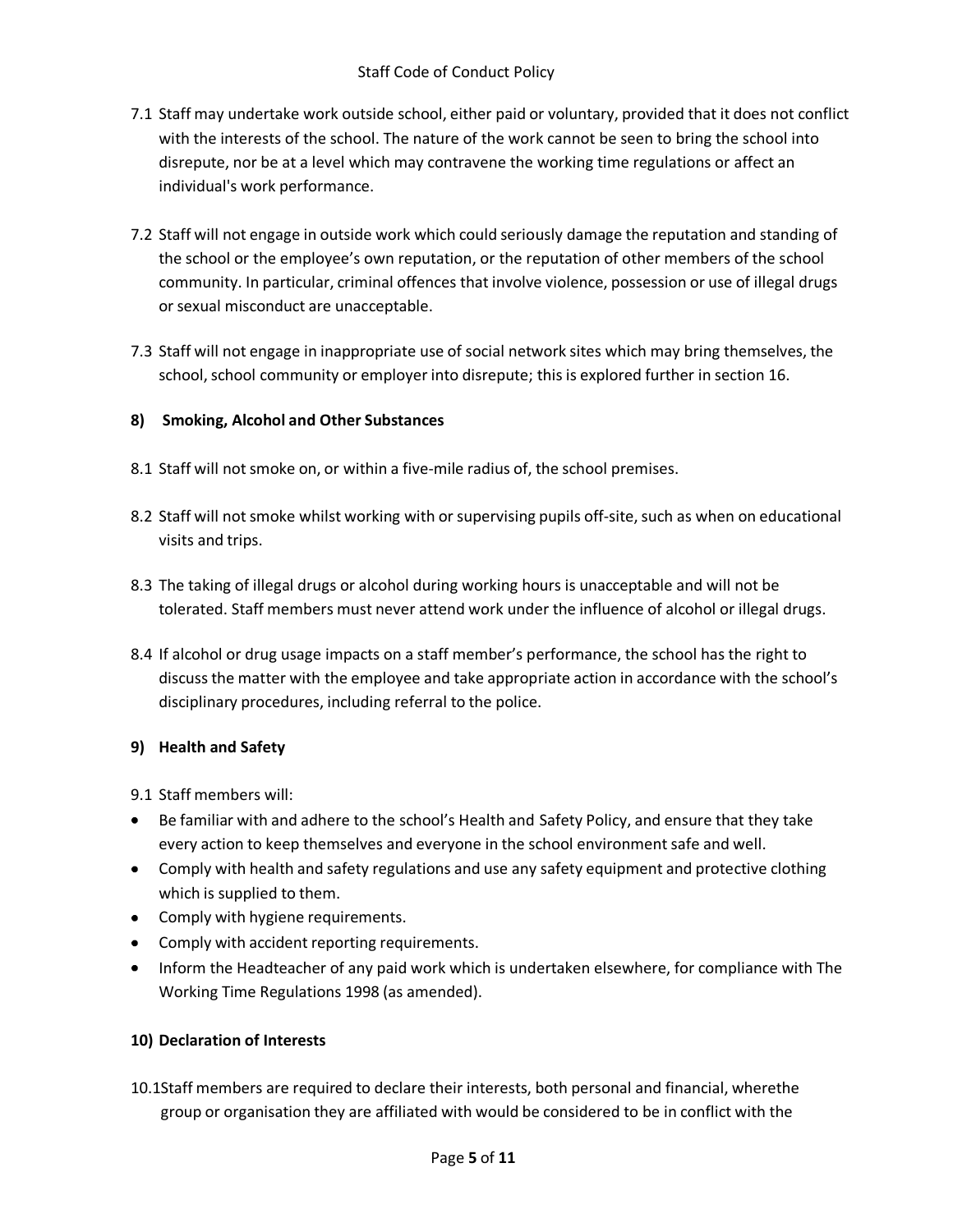7.1 Staff may undertake work outside school, either paid or voluntary, provided that it does not conflict with the interests of the school. The nature of the work cannot be seen to bring the school into disrepute, nor be at a level which may contravene the working time regulations or affect an individual's work performance.

7.2 Staff will not engage in outside work which could seriously damage the reputation and standing of the school or the employee's own reputation, or the reputation of other members of the school community. In particular, criminal offences that involve violence, possession or use of illegal drugs or sexual misconduct are unacceptable.

7.3 Staff will not engage in inappropriate use of social network sites which may bring themselves, the school, school community or employer into disrepute; this is explored further in section 16.

## 8) Smoking, Alcohol and Other Substances

8.1 Staff will not smoke on, or within a five-mile radius of, the school premises.

8.2 Staff will not smoke whilst working with or supervising pupils off-site, such as when on educational visits and trips.

8.3 The taking of illegal drugs or alcohol during working hours is unacceptable and will not be tolerated. Staff members must never attend work under the influence of alcohol or illegal drugs.

8.4 If alcohol or drug usage impacts on a staff member's performance, the school has the right to discuss the matter with the employee and take appropriate action in accordance with the school's disciplinary procedures, including referral to the police.

## 9) Health and Safety

9.1 Staff members will:

- Be familiar with and adhere to the school's Health and Safety Policy, and ensure that they take every action to keep themselves and everyone in the school environment safe and well.
- Comply with health and safety regulations and use any safety equipment and protective clothing which is supplied to them.
- Comply with hygiene requirements.
- Comply with accident reporting requirements.
- Inform the Headteacher of any paid work which is undertaken elsewhere, for compliance with The Working Time Regulations 1998 (as amended).

## 10) Declaration of Interests

10.1 Staff members are required to declare their interests, both personal and financial, wherethe group or organisation they are affiliated with would be considered to be in conflict with the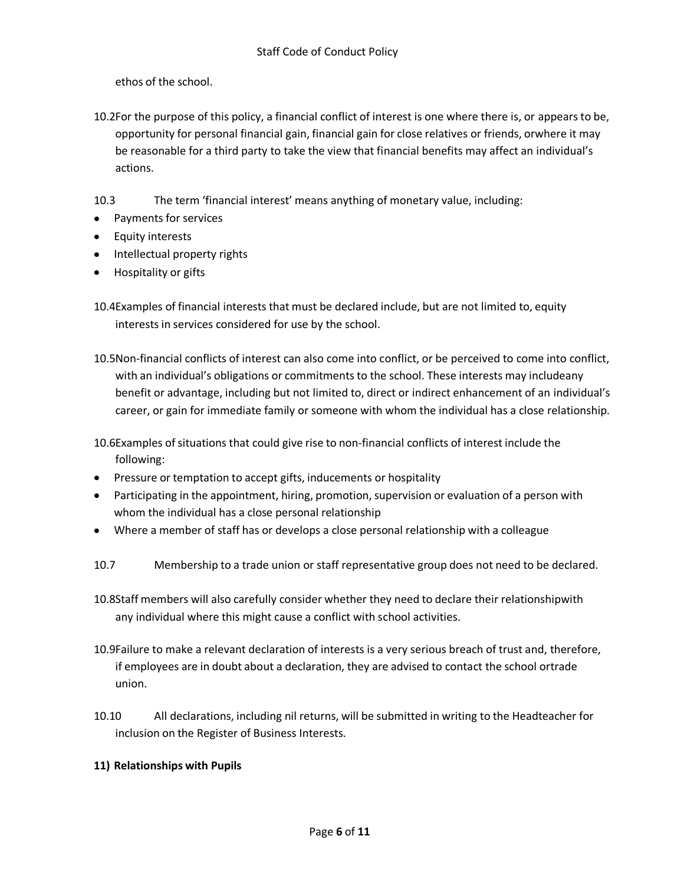ethos of the school.

10.2 For the purpose of this policy, a financial conflict of interest is one where there is, or appears to be, opportunity for personal financial gain, financial gain for close relatives or friends, orwhere it may be reasonable for a third party to take the view that financial benefits may affect an individual's actions.

10.3 The term 'financial interest' means anything of monetary value, including:

- Payments for services
- Equity interests
- Intellectual property rights
- Hospitality or gifts

10.4 Examples of financial interests that must be declared include, but are not limited to, equity interests in services considered for use by the school.

10.5 Non-financial conflicts of interest can also come into conflict, or be perceived to come into conflict, with an individual's obligations or commitments to the school. These interests may includeany benefit or advantage, including but not limited to, direct or indirect enhancement of an individual's career, or gain for immediate family or someone with whom the individual has a close relationship.

10.6 Examples of situations that could give rise to non-financial conflicts of interest include the following:

- Pressure or temptation to accept gifts, inducements or hospitality
- Participating in the appointment, hiring, promotion, supervision or evaluation of a person with whom the individual has a close personal relationship
- Where a member of staff has or develops a close personal relationship with a colleague

10.7 Membership to a trade union or staff representative group does not need to be declared.

10.8 Staff members will also carefully consider whether they need to declare their relationshipwith any individual where this might cause a conflict with school activities.

10.9 Failure to make a relevant declaration of interests is a very serious breach of trust and, therefore, if employees are in doubt about a declaration, they are advised to contact the school ortrade union.

10.10 All declarations, including nil returns, will be submitted in writing to the Headteacher for inclusion on the Register of Business Interests.

## 11) Relationships with Pupils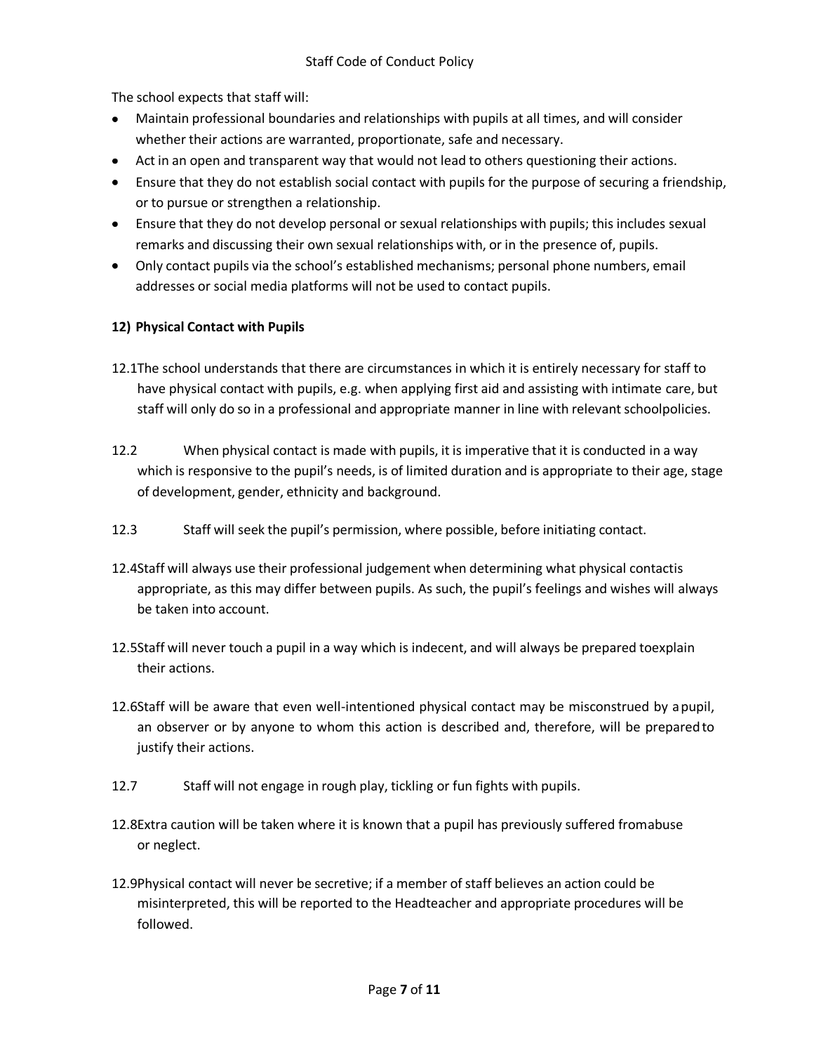The school expects that staff will:

- Maintain professional boundaries and relationships with pupils at all times, and will consider whether their actions are warranted, proportionate, safe and necessary.
- Act in an open and transparent way that would not lead to others questioning their actions.
- Ensure that they do not establish social contact with pupils for the purpose of securing a friendship, or to pursue or strengthen a relationship.
- Ensure that they do not develop personal or sexual relationships with pupils; this includes sexual remarks and discussing their own sexual relationships with, or in the presence of, pupils.
- Only contact pupils via the school's established mechanisms; personal phone numbers, email addresses or social media platforms will not be used to contact pupils.

**12) Physical Contact with Pupils**

12.1 The school understands that there are circumstances in which it is entirely necessary for staff to have physical contact with pupils, e.g. when applying first aid and assisting with intimate care, but staff will only do so in a professional and appropriate manner in line with relevant schoolpolicies.

12.2 When physical contact is made with pupils, it is imperative that it is conducted in a way which is responsive to the pupil's needs, is of limited duration and is appropriate to their age, stage of development, gender, ethnicity and background.

12.3 Staff will seek the pupil's permission, where possible, before initiating contact.

12.4 Staff will always use their professional judgement when determining what physical contactis appropriate, as this may differ between pupils. As such, the pupil's feelings and wishes will always be taken into account.

12.5 Staff will never touch a pupil in a way which is indecent, and will always be prepared toexplain their actions.

12.6 Staff will be aware that even well-intentioned physical contact may be misconstrued by apupil, an observer or by anyone to whom this action is described and, therefore, will be preparedto justify their actions.

12.7 Staff will not engage in rough play, tickling or fun fights with pupils.

12.8 Extra caution will be taken where it is known that a pupil has previously suffered fromabuse or neglect.

12.9 Physical contact will never be secretive; if a member of staff believes an action could be misinterpreted, this will be reported to the Headteacher and appropriate procedures will be followed.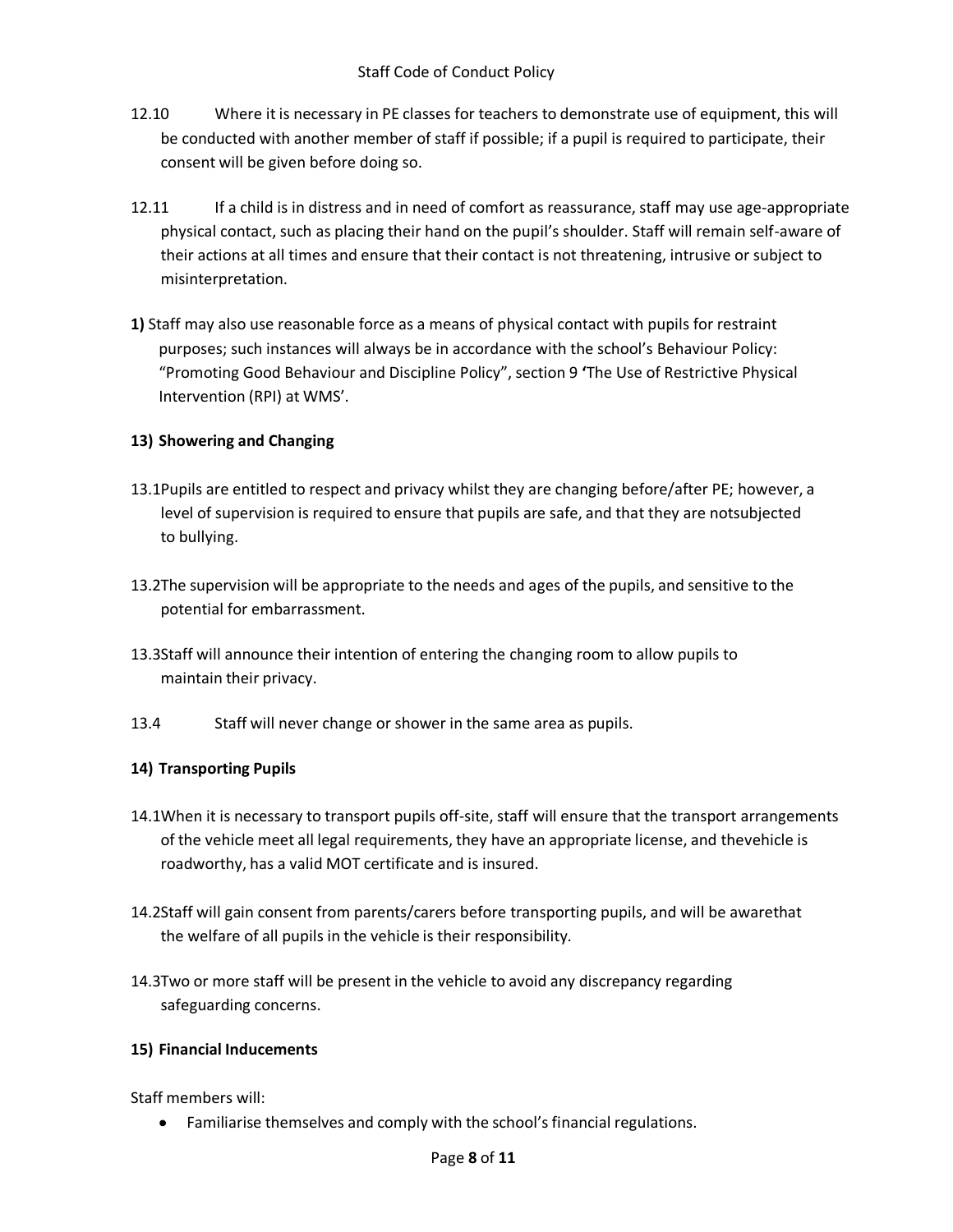12.10 Where it is necessary in PE classes for teachers to demonstrate use of equipment, this will be conducted with another member of staff if possible; if a pupil is required to participate, their consent will be given before doing so.

12.11 If a child is in distress and in need of comfort as reassurance, staff may use age-appropriate physical contact, such as placing their hand on the pupil's shoulder. Staff will remain self-aware of their actions at all times and ensure that their contact is not threatening, intrusive or subject to misinterpretation.

**1)** Staff may also use reasonable force as a means of physical contact with pupils for restraint purposes; such instances will always be in accordance with the school's Behaviour Policy: "Promoting Good Behaviour and Discipline Policy", section 9 **'**The Use of Restrictive Physical Intervention (RPI) at WMS'.

**13) Showering and Changing**

13.1 Pupils are entitled to respect and privacy whilst they are changing before/after PE; however, a level of supervision is required to ensure that pupils are safe, and that they are notsubjected to bullying.

13.2 The supervision will be appropriate to the needs and ages of the pupils, and sensitive to the potential for embarrassment.

13.3 Staff will announce their intention of entering the changing room to allow pupils to maintain their privacy.

13.4 Staff will never change or shower in the same area as pupils.

**14) Transporting Pupils**

14.1 When it is necessary to transport pupils off-site, staff will ensure that the transport arrangements of the vehicle meet all legal requirements, they have an appropriate license, and thevehicle is roadworthy, has a valid MOT certificate and is insured.

14.2 Staff will gain consent from parents/carers before transporting pupils, and will be awarethat the welfare of all pupils in the vehicle is their responsibility.

14.3 Two or more staff will be present in the vehicle to avoid any discrepancy regarding safeguarding concerns.

**15) Financial Inducements**

Staff members will:

- Familiarise themselves and comply with the school's financial regulations.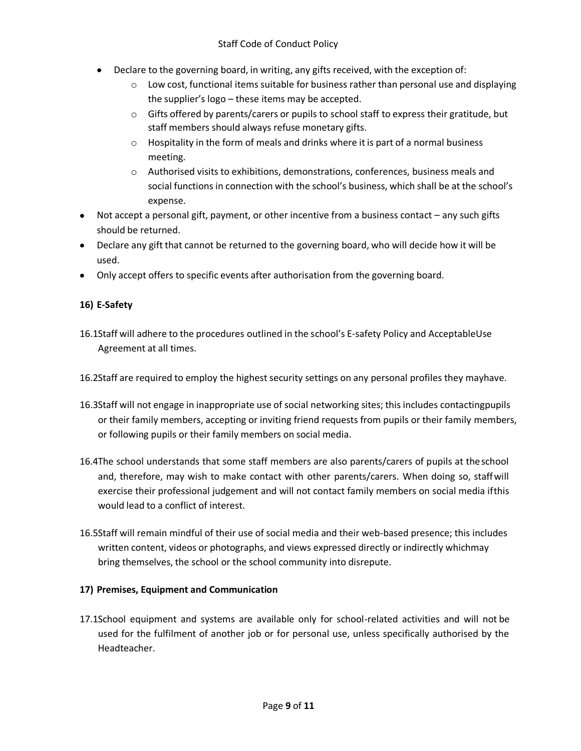- Declare to the governing board, in writing, any gifts received, with the exception of:
    - Low cost, functional items suitable for business rather than personal use and displaying the supplier's logo – these items may be accepted.
    - Gifts offered by parents/carers or pupils to school staff to express their gratitude, but staff members should always refuse monetary gifts.
    - Hospitality in the form of meals and drinks where it is part of a normal business meeting.
    - Authorised visits to exhibitions, demonstrations, conferences, business meals and social functions in connection with the school's business, which shall be at the school's expense.
- Not accept a personal gift, payment, or other incentive from a business contact – any such gifts should be returned.
- Declare any gift that cannot be returned to the governing board, who will decide how it will be used.
- Only accept offers to specific events after authorisation from the governing board.

**16) E-Safety**

16.1 Staff will adhere to the procedures outlined in the school's E-safety Policy and Acceptable Use Agreement at all times.

16.2 Staff are required to employ the highest security settings on any personal profiles they may have.

16.3 Staff will not engage in inappropriate use of social networking sites; this includes contacting pupils or their family members, accepting or inviting friend requests from pupils or their family members, or following pupils or their family members on social media.

16.4 The school understands that some staff members are also parents/carers of pupils at the school and, therefore, may wish to make contact with other parents/carers. When doing so, staff will exercise their professional judgement and will not contact family members on social media if this would lead to a conflict of interest.

16.5 Staff will remain mindful of their use of social media and their web-based presence; this includes written content, videos or photographs, and views expressed directly or indirectly which may bring themselves, the school or the school community into disrepute.

**17) Premises, Equipment and Communication**

17.1 School equipment and systems are available only for school-related activities and will not be used for the fulfilment of another job or for personal use, unless specifically authorised by the Headteacher.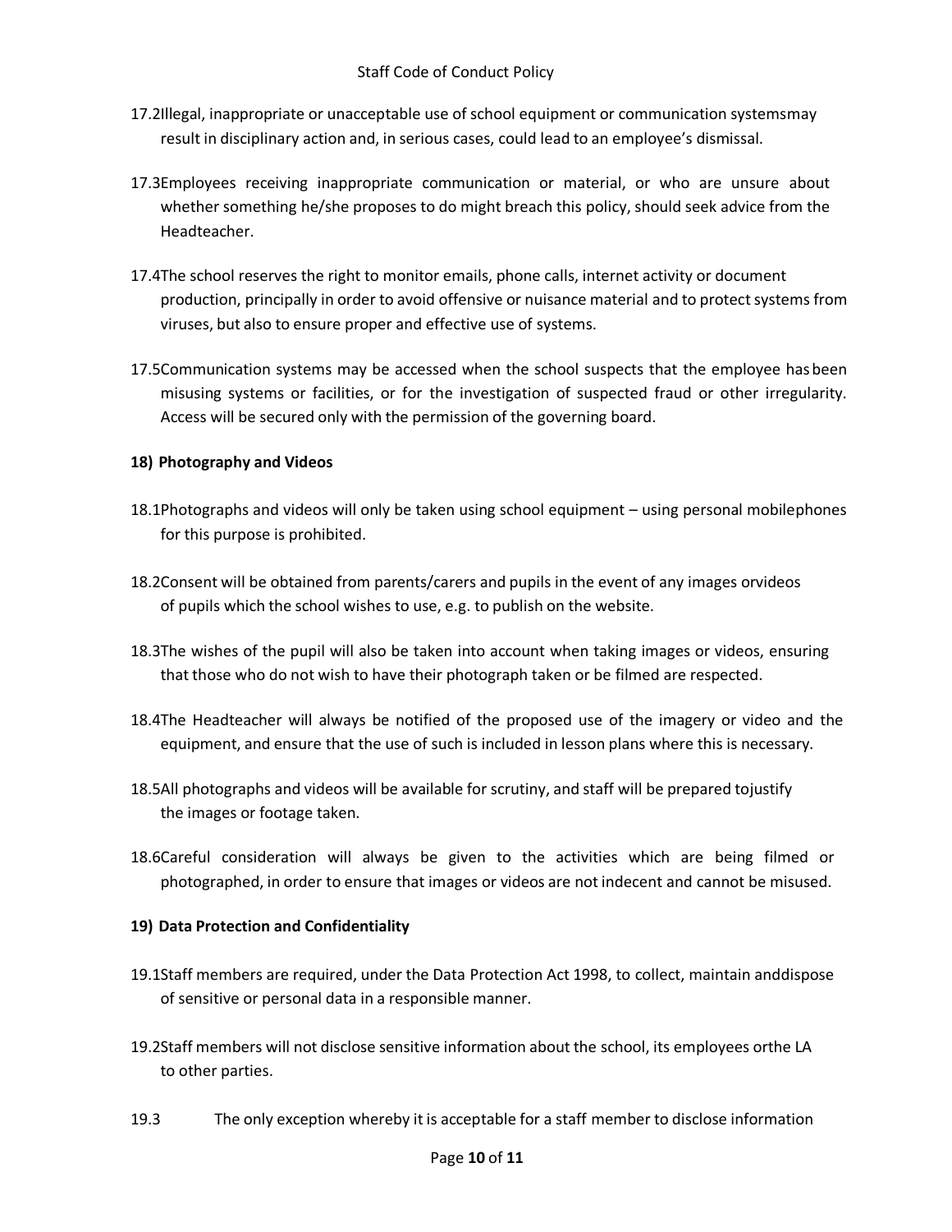17.2 Illegal, inappropriate or unacceptable use of school equipment or communication systems may result in disciplinary action and, in serious cases, could lead to an employee's dismissal.

17.3 Employees receiving inappropriate communication or material, or who are unsure about whether something he/she proposes to do might breach this policy, should seek advice from the Headteacher.

17.4 The school reserves the right to monitor emails, phone calls, internet activity or document production, principally in order to avoid offensive or nuisance material and to protect systems from viruses, but also to ensure proper and effective use of systems.

17.5 Communication systems may be accessed when the school suspects that the employee has been misusing systems or facilities, or for the investigation of suspected fraud or other irregularity. Access will be secured only with the permission of the governing board.

**18) Photography and Videos**

18.1 Photographs and videos will only be taken using school equipment – using personal mobile phones for this purpose is prohibited.

18.2 Consent will be obtained from parents/carers and pupils in the event of any images or videos of pupils which the school wishes to use, e.g. to publish on the website.

18.3 The wishes of the pupil will also be taken into account when taking images or videos, ensuring that those who do not wish to have their photograph taken or be filmed are respected.

18.4 The Headteacher will always be notified of the proposed use of the imagery or video and the equipment, and ensure that the use of such is included in lesson plans where this is necessary.

18.5 All photographs and videos will be available for scrutiny, and staff will be prepared to justify the images or footage taken.

18.6 Careful consideration will always be given to the activities which are being filmed or photographed, in order to ensure that images or videos are not indecent and cannot be misused.

**19) Data Protection and Confidentiality**

19.1 Staff members are required, under the Data Protection Act 1998, to collect, maintain and dispose of sensitive or personal data in a responsible manner.

19.2 Staff members will not disclose sensitive information about the school, its employees or the LA to other parties.

19.3 The only exception whereby it is acceptable for a staff member to disclose information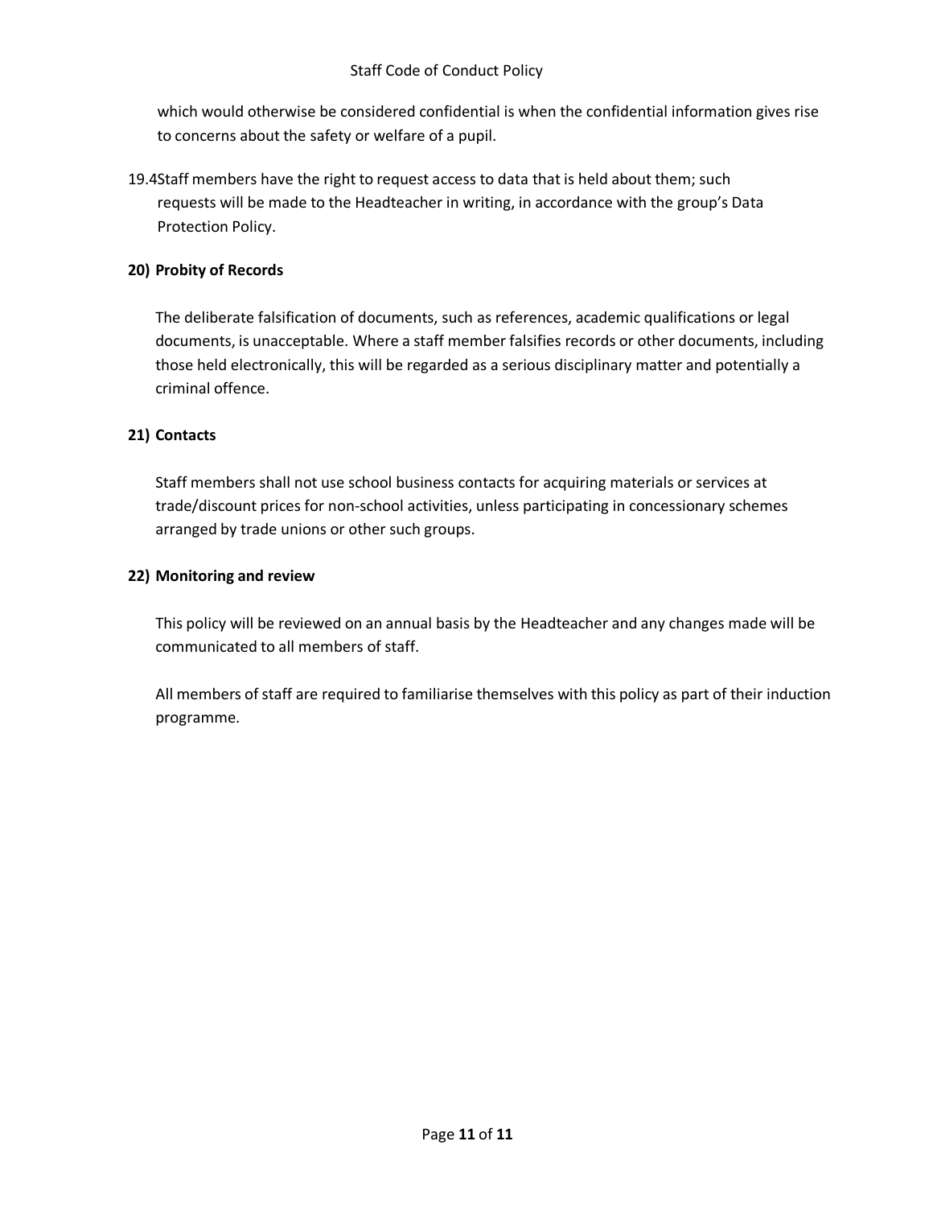which would otherwise be considered confidential is when the confidential information gives rise to concerns about the safety or welfare of a pupil.

19.4 Staff members have the right to request access to data that is held about them; such requests will be made to the Headteacher in writing, in accordance with the group's Data Protection Policy.

**20) Probity of Records**

The deliberate falsification of documents, such as references, academic qualifications or legal documents, is unacceptable. Where a staff member falsifies records or other documents, including those held electronically, this will be regarded as a serious disciplinary matter and potentially a criminal offence.

**21) Contacts**

Staff members shall not use school business contacts for acquiring materials or services at trade/discount prices for non-school activities, unless participating in concessionary schemes arranged by trade unions or other such groups.

**22) Monitoring and review**

This policy will be reviewed on an annual basis by the Headteacher and any changes made will be communicated to all members of staff.

All members of staff are required to familiarise themselves with this policy as part of their induction programme.